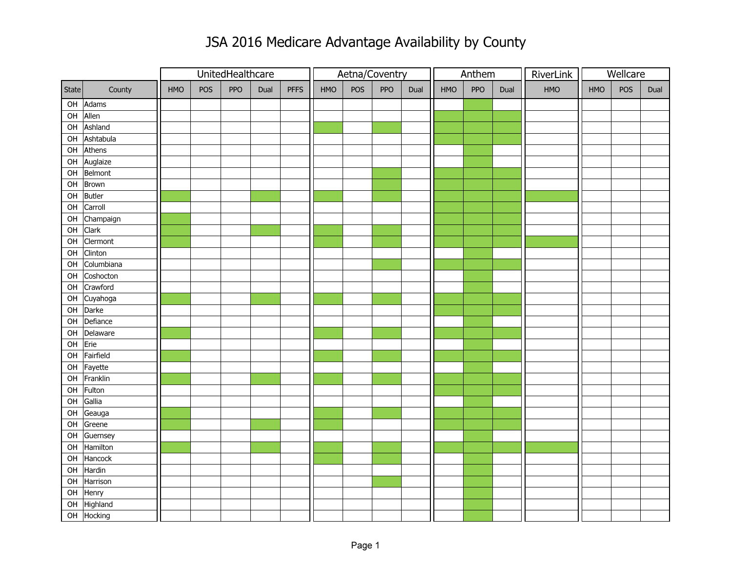# JSA 2016 Medicare Advantage Availability by County

Green-shaded cells (plan available) are shown as "X"; blank cells were unshaded.

| | | UnitedHealthcare | | | | | Aetna/Coventry | | | | Anthem | | | RiverLink | Wellcare | | |
|---|---|---|---|---|---|---|---|---|---|---|---|---|---|---|---|---|---|
| State | County | HMO | POS | PPO | Dual | PFFS | HMO | POS | PPO | Dual | HMO | PPO | Dual | HMO | HMO | POS | Dual |
| OH | Adams | | | | | | | | | | | X | | | | | |
| OH | Allen | | | | | | | | | | X | X | X | | | | |
| OH | Ashland | | | | | | X | | X | | X | X | X | | | | |
| OH | Ashtabula | | | | | | | | | | X | X | X | | | | |
| OH | Athens | | | | | | | | | | | X | | | | | |
| OH | Auglaize | | | | | | | | | | | X | | | | | |
| OH | Belmont | | | | | | | | X | | X | X | X | | | | |
| OH | Brown | | | | | | | | X | | X | X | X | | | | |
| OH | Butler | X | | | X | | X | | X | | X | X | X | X | | | |
| OH | Carroll | | | | | | | | | | X | X | X | | | | |
| OH | Champaign | X | | | | | | | | | X | X | X | | | | |
| OH | Clark | X | | | X | | X | | X | | X | X | X | | | | |
| OH | Clermont | X | | | | | X | | X | | X | X | X | X | | | |
| OH | Clinton | | | | | | | | | | | X | | | | | |
| OH | Columbiana | | | | | | | | X | | X | X | X | | | | |
| OH | Coshocton | | | | | | | | | | | X | | | | | |
| OH | Crawford | | | | | | | | | | | X | | | | | |
| OH | Cuyahoga | X | | | X | | X | | X | | X | X | X | | | | |
| OH | Darke | | | | | | | | | | X | X | X | | | | |
| OH | Defiance | | | | | | | | | | | X | | | | | |
| OH | Delaware | X | | | | | X | | X | | X | X | X | | | | |
| OH | Erie | | | | | | | | | | | X | | | | | |
| OH | Fairfield | X | | | | | X | | X | | X | X | X | | | | |
| OH | Fayette | | | | | | | | | | | X | | | | | |
| OH | Franklin | X | | | X | | X | | X | | X | X | X | | | | |
| OH | Fulton | | | | | | | | | | X | X | X | | | | |
| OH | Gallia | | | | | | | | | | | X | | | | | |
| OH | Geauga | X | | | | | X | | X | | X | X | X | | | | |
| OH | Greene | X | | | X | | X | | | | X | X | X | | | | |
| OH | Guernsey | | | | | | | | | | | X | | | | | |
| OH | Hamilton | X | | | X | | X | | X | | X | X | X | X | | | |
| OH | Hancock | | | | | | X | | X | | | X | | | | | |
| OH | Hardin | | | | | | | | | | | X | | | | | |
| OH | Harrison | | | | | | | | X | | | X | | | | | |
| OH | Henry | | | | | | | | | | | X | | | | | |
| OH | Highland | | | | | | | | | | | X | | | | | |
| OH | Hocking | | | | | | | | | | | X | | | | | |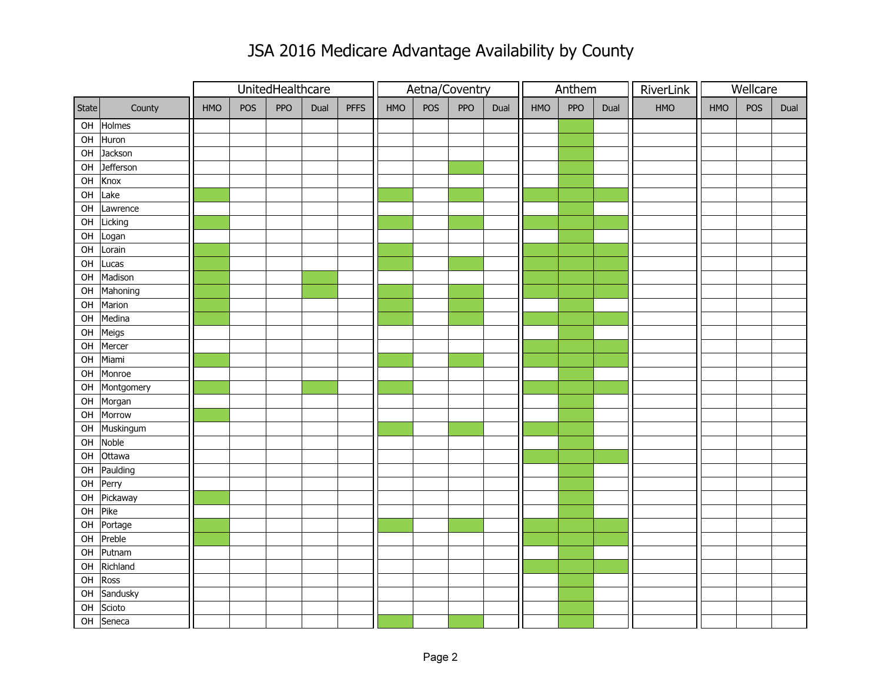# JSA 2016 Medicare Advantage Availability by County

Cells shaded green in the original are marked with X.

| State | County | UnitedHealthcare | | | | | Aetna/Coventry | | | | Anthem | | | RiverLink | Wellcare | | |
|---|---|---|---|---|---|---|---|---|---|---|---|---|---|---|---|---|---|
| | | HMO | POS | PPO | Dual | PFFS | HMO | POS | PPO | Dual | HMO | PPO | Dual | HMO | HMO | POS | Dual |
| OH | Holmes | | | | | | | | | | | X | | | | | |
| OH | Huron | | | | | | | | | | | X | | | | | |
| OH | Jackson | | | | | | | | | | | X | | | | | |
| OH | Jefferson | | | | | | | | X | | | X | | | | | |
| OH | Knox | | | | | | | | | | | X | | | | | |
| OH | Lake | X | | | | | X | | X | | X | X | X | | | | |
| OH | Lawrence | | | | | | | | | | | X | | | | | |
| OH | Licking | X | | | | | X | | X | | X | X | X | | | | |
| OH | Logan | | | | | | | | | | | X | | | | | |
| OH | Lorain | X | | | | | X | | | | X | X | X | | | | |
| OH | Lucas | X | | | | | X | | X | | X | X | X | | | | |
| OH | Madison | X | | | X | | | | | | X | X | X | | | | |
| OH | Mahoning | X | | | X | | X | | X | | X | X | X | | | | |
| OH | Marion | X | | | | | X | | X | | | X | | | | | |
| OH | Medina | X | | | | | X | | X | | X | X | X | | | | |
| OH | Meigs | | | | | | | | | | | X | | | | | |
| OH | Mercer | | | | | | | | | | X | X | X | | | | |
| OH | Miami | X | | | | | X | | X | | X | X | X | | | | |
| OH | Monroe | | | | | | | | | | | X | | | | | |
| OH | Montgomery | X | | | X | | X | | | | X | X | X | | | | |
| OH | Morgan | | | | | | | | | | | X | | | | | |
| OH | Morrow | X | | | | | | | | | | X | | | | | |
| OH | Muskingum | | | | | | X | | X | | X | X | | | | | |
| OH | Noble | | | | | | | | | | | X | | | | | |
| OH | Ottawa | | | | | | | | | | X | X | X | | | | |
| OH | Paulding | | | | | | | | | | | X | | | | | |
| OH | Perry | | | | | | | | | | | X | | | | | |
| OH | Pickaway | X | | | | | | | | | | X | | | | | |
| OH | Pike | | | | | | | | | | | X | | | | | |
| OH | Portage | X | | | | | X | | X | | X | X | X | | | | |
| OH | Preble | X | | | | | | | | | X | X | X | | | | |
| OH | Putnam | | | | | | | | | | | X | | | | | |
| OH | Richland | | | | | | | | | | X | X | X | | | | |
| OH | Ross | | | | | | | | | | | X | | | | | |
| OH | Sandusky | | | | | | | | | | | X | | | | | |
| OH | Scioto | | | | | | | | | | | X | | | | | |
| OH | Seneca | | | | | | X | | X | | | X | | | | | |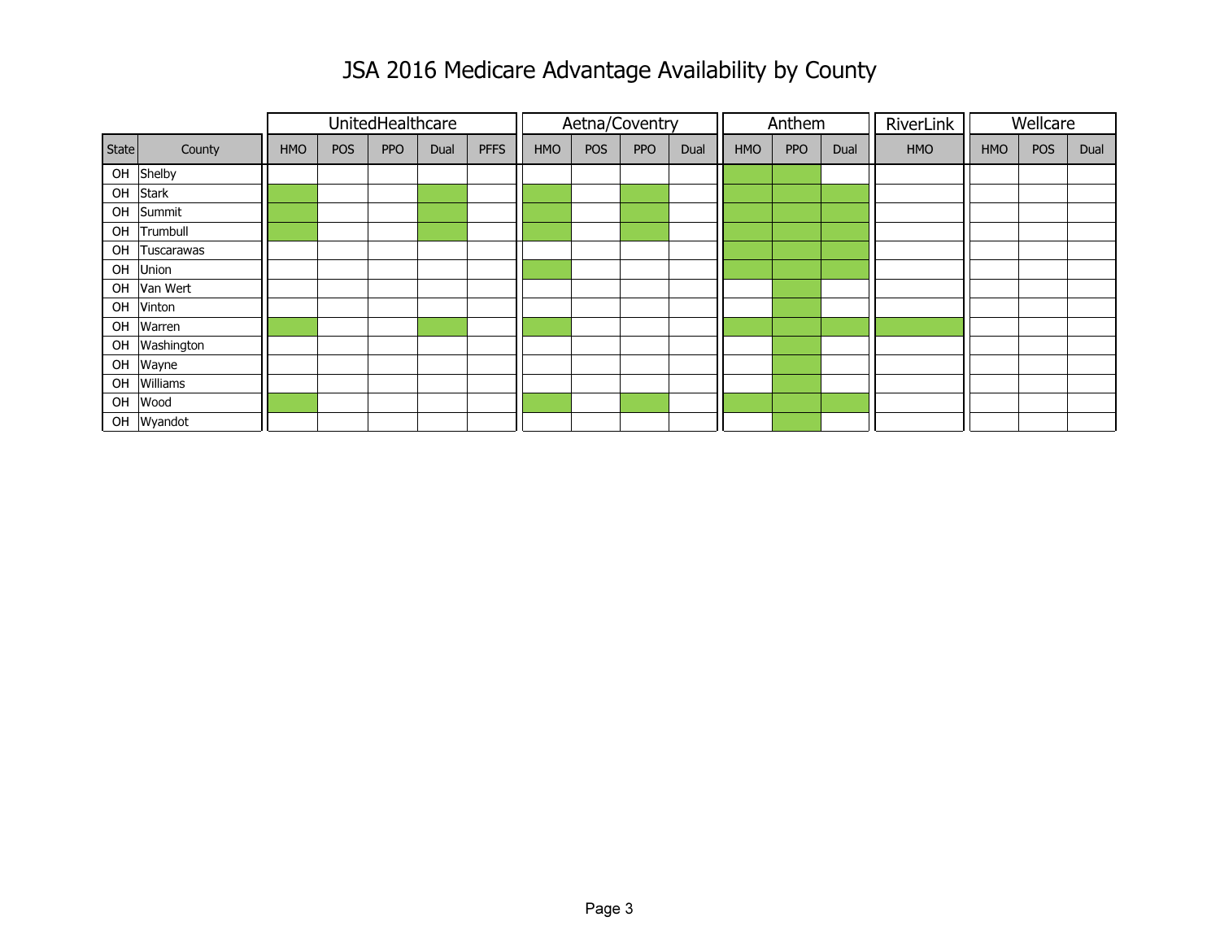# JSA 2016 Medicare Advantage Availability by County

| | | UnitedHealthcare | | | | | Aetna/Coventry | | | | Anthem | | | RiverLink | Wellcare | | |
|---|---|---|---|---|---|---|---|---|---|---|---|---|---|---|---|---|---|
| State | County | HMO | POS | PPO | Dual | PFFS | HMO | POS | PPO | Dual | HMO | PPO | Dual | HMO | HMO | POS | Dual |
| OH | Shelby | | | | | | | | | | ● | ● | | | | | |
| OH | Stark | ● | | | ● | | ● | | ● | | ● | ● | ● | | | | |
| OH | Summit | ● | | | ● | | ● | | ● | | ● | ● | ● | | | | |
| OH | Trumbull | ● | | | ● | | ● | | ● | | ● | ● | ● | | | | |
| OH | Tuscarawas | | | | | | | | | | ● | ● | ● | | | | |
| OH | Union | | | | | | ● | | | | ● | ● | ● | | | | |
| OH | Van Wert | | | | | | | | | | | ● | | | | | |
| OH | Vinton | | | | | | | | | | | ● | | | | | |
| OH | Warren | ● | | | ● | | ● | | | | ● | ● | ● | ● | | | |
| OH | Washington | | | | | | | | | | | ● | | | | | |
| OH | Wayne | | | | | | | | | | | ● | | | | | |
| OH | Williams | | | | | | | | | | | ● | | | | | |
| OH | Wood | ● | | | | | ● | | ● | | ● | ● | ● | | | | |
| OH | Wyandot | | | | | | | | | | | ● | | | | | |